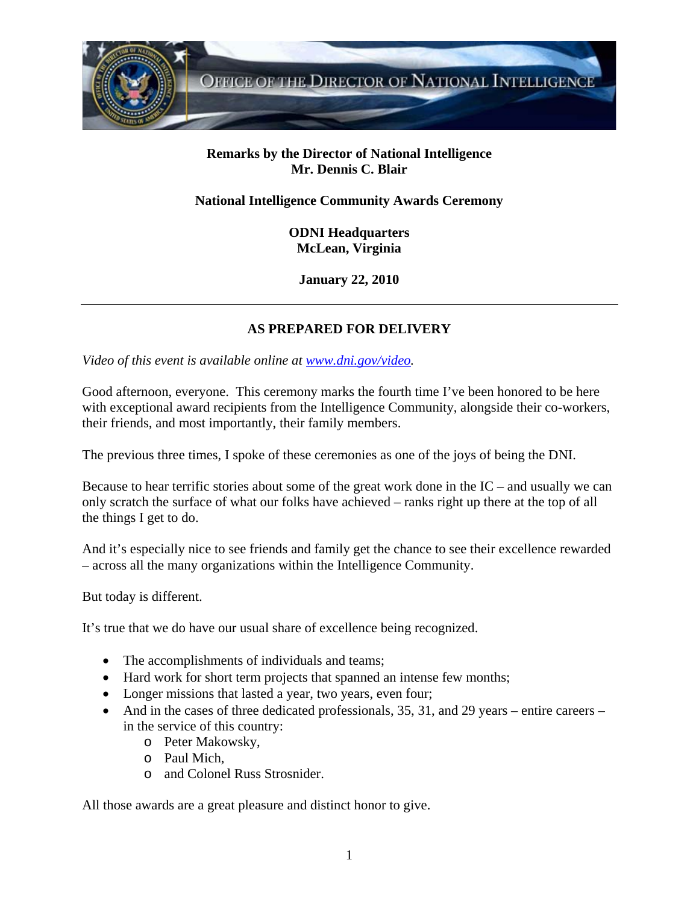**Office of the Director of National Intelligence**

**Remarks by the Director of National Intelligence**
**Mr. Dennis C. Blair**

**National Intelligence Community Awards Ceremony**

**ODNI Headquarters**
**McLean, Virginia**

**January 22, 2010**

---

**AS PREPARED FOR DELIVERY**

*Video of this event is available online at [www.dni.gov/video](www.dni.gov/video).*

Good afternoon, everyone. This ceremony marks the fourth time I've been honored to be here with exceptional award recipients from the Intelligence Community, alongside their co-workers, their friends, and most importantly, their family members.

The previous three times, I spoke of these ceremonies as one of the joys of being the DNI.

Because to hear terrific stories about some of the great work done in the IC – and usually we can only scratch the surface of what our folks have achieved – ranks right up there at the top of all the things I get to do.

And it's especially nice to see friends and family get the chance to see their excellence rewarded – across all the many organizations within the Intelligence Community.

But today is different.

It's true that we do have our usual share of excellence being recognized.

- The accomplishments of individuals and teams;
- Hard work for short term projects that spanned an intense few months;
- Longer missions that lasted a year, two years, even four;
- And in the cases of three dedicated professionals, 35, 31, and 29 years – entire careers – in the service of this country:
  - Peter Makowsky,
  - Paul Mich,
  - and Colonel Russ Strosnider.

All those awards are a great pleasure and distinct honor to give.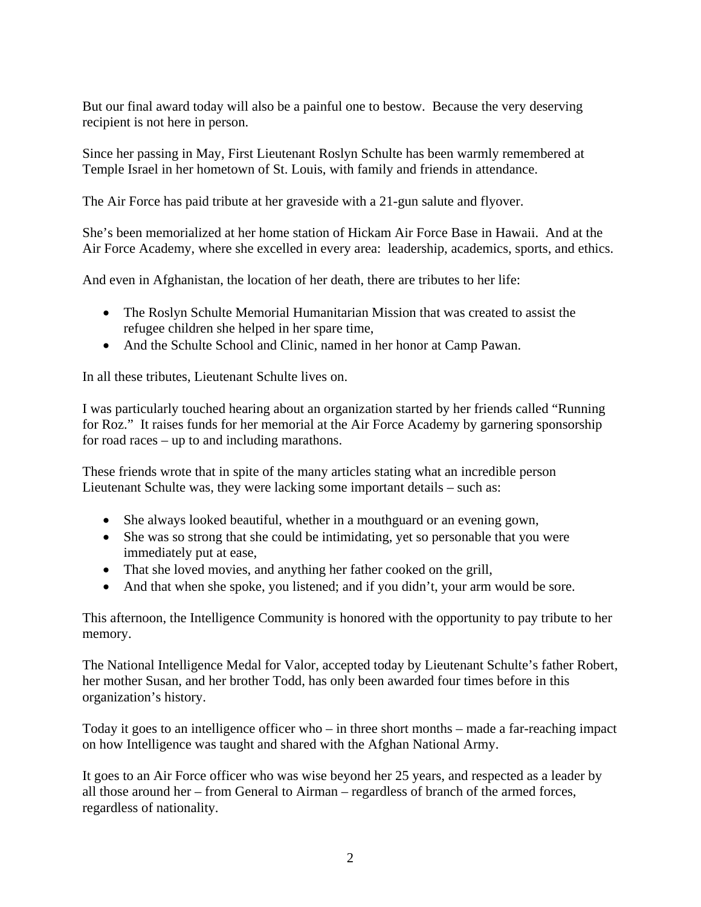But our final award today will also be a painful one to bestow. Because the very deserving recipient is not here in person.

Since her passing in May, First Lieutenant Roslyn Schulte has been warmly remembered at Temple Israel in her hometown of St. Louis, with family and friends in attendance.

The Air Force has paid tribute at her graveside with a 21-gun salute and flyover.

She's been memorialized at her home station of Hickam Air Force Base in Hawaii. And at the Air Force Academy, where she excelled in every area: leadership, academics, sports, and ethics.

And even in Afghanistan, the location of her death, there are tributes to her life:

- The Roslyn Schulte Memorial Humanitarian Mission that was created to assist the refugee children she helped in her spare time,
- And the Schulte School and Clinic, named in her honor at Camp Pawan.

In all these tributes, Lieutenant Schulte lives on.

I was particularly touched hearing about an organization started by her friends called "Running for Roz." It raises funds for her memorial at the Air Force Academy by garnering sponsorship for road races – up to and including marathons.

These friends wrote that in spite of the many articles stating what an incredible person Lieutenant Schulte was, they were lacking some important details – such as:

- She always looked beautiful, whether in a mouthguard or an evening gown,
- She was so strong that she could be intimidating, yet so personable that you were immediately put at ease,
- That she loved movies, and anything her father cooked on the grill,
- And that when she spoke, you listened; and if you didn't, your arm would be sore.

This afternoon, the Intelligence Community is honored with the opportunity to pay tribute to her memory.

The National Intelligence Medal for Valor, accepted today by Lieutenant Schulte's father Robert, her mother Susan, and her brother Todd, has only been awarded four times before in this organization's history.

Today it goes to an intelligence officer who – in three short months – made a far-reaching impact on how Intelligence was taught and shared with the Afghan National Army.

It goes to an Air Force officer who was wise beyond her 25 years, and respected as a leader by all those around her – from General to Airman – regardless of branch of the armed forces, regardless of nationality.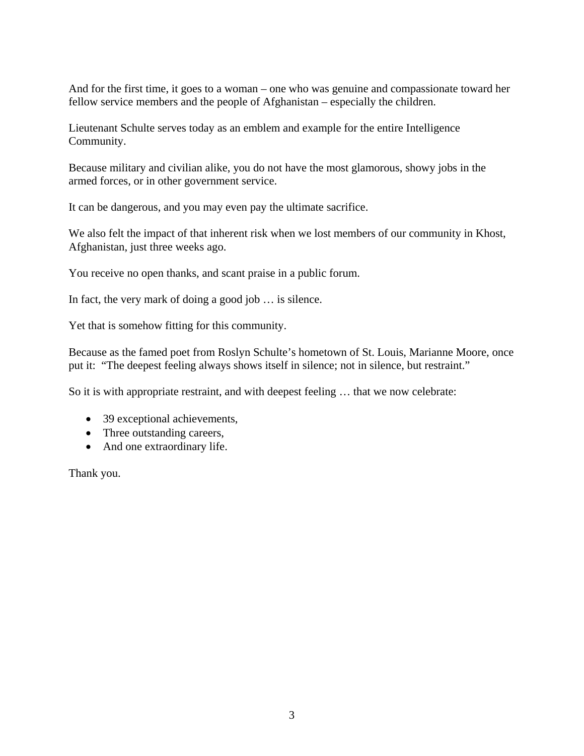And for the first time, it goes to a woman – one who was genuine and compassionate toward her fellow service members and the people of Afghanistan – especially the children.

Lieutenant Schulte serves today as an emblem and example for the entire Intelligence Community.

Because military and civilian alike, you do not have the most glamorous, showy jobs in the armed forces, or in other government service.

It can be dangerous, and you may even pay the ultimate sacrifice.

We also felt the impact of that inherent risk when we lost members of our community in Khost, Afghanistan, just three weeks ago.

You receive no open thanks, and scant praise in a public forum.

In fact, the very mark of doing a good job … is silence.

Yet that is somehow fitting for this community.

Because as the famed poet from Roslyn Schulte's hometown of St. Louis, Marianne Moore, once put it: "The deepest feeling always shows itself in silence; not in silence, but restraint."

So it is with appropriate restraint, and with deepest feeling … that we now celebrate:

- 39 exceptional achievements,
- Three outstanding careers,
- And one extraordinary life.

Thank you.